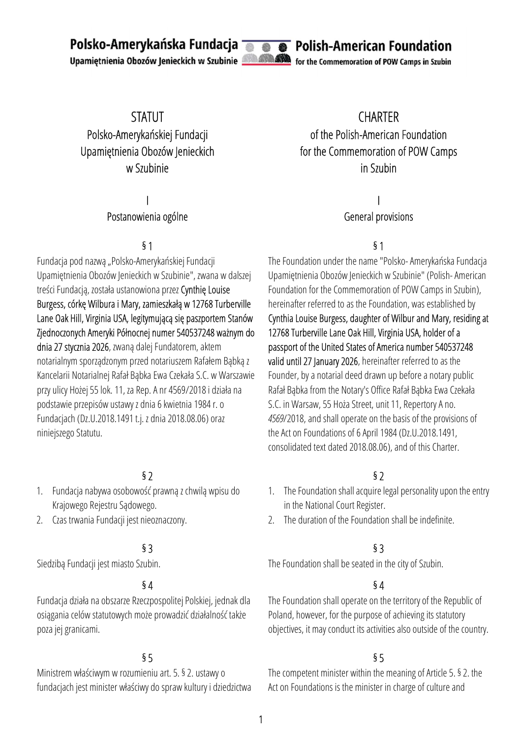**Polsko-Amerykańska Fundacja**
Upamiętnienia Obozów Jenieckich w Szubinie

**Polish-American Foundation**
for the Commemoration of POW Camps in Szubin

# STATUT
## Polsko-Amerykańskiej Fundacji Upamiętnienia Obozów Jenieckich w Szubinie

## I
## Postanowienia ogólne

### § 1

Fundacja pod nazwą „Polsko-Amerykańskiej Fundacji Upamiętnienia Obozów Jenieckich w Szubinie", zwana w dalszej treści Fundacją, została ustanowiona przez Cynthię Louise Burgess, córkę Wilbura i Mary, zamieszkałą w 12768 Turberville Lane Oak Hill, Virginia USA, legitymującą się paszportem Stanów Zjednoczonych Ameryki Północnej numer 540537248 ważnym do dnia 27 stycznia 2026, zwaną dalej Fundatorem, aktem notarialnym sporządzonym przed notariuszem Rafałem Bąbką z Kancelarii Notarialnej Rafał Bąbka Ewa Czekała S.C. w Warszawie przy ulicy Hożej 55 lok. 11, za Rep. A nr 4569/2018 i działa na podstawie przepisów ustawy z dnia 6 kwietnia 1984 r. o Fundacjach (Dz.U.2018.1491 t.j. z dnia 2018.08.06) oraz niniejszego Statutu.

### § 2

1. Fundacja nabywa osobowość prawną z chwilą wpisu do Krajowego Rejestru Sądowego.
2. Czas trwania Fundacji jest nieoznaczony.

### § 3

Siedzibą Fundacji jest miasto Szubin.

### § 4

Fundacja działa na obszarze Rzeczpospolitej Polskiej, jednak dla osiągania celów statutowych może prowadzić działalność także poza jej granicami.

### § 5

Ministrem właściwym w rozumieniu art. 5. § 2. ustawy o fundacjach jest minister właściwy do spraw kultury i dziedzictwa

# CHARTER
## of the Polish-American Foundation for the Commemoration of POW Camps in Szubin

## I
## General provisions

### § 1

The Foundation under the name "Polsko- Amerykańska Fundacja Upamiętnienia Obozów Jenieckich w Szubinie" (Polish- American Foundation for the Commemoration of POW Camps in Szubin), hereinafter referred to as the Foundation, was established by Cynthia Louise Burgess, daughter of Wilbur and Mary, residing at 12768 Turberville Lane Oak Hill, Virginia USA, holder of a passport of the United States of America 540537248 valid until 27 January 2026, hereinafter referred to as the Founder, by a notarial deed drawn up before a notary public Rafał Bąbka from the Notary's Office Rafał Bąbka Ewa Czekała S.C. in Warsaw, 55 Hoża Street, unit 11, Repertory A no. *4569*/2018, and shall operate on the basis of the provisions of the Act on Foundations of 6 April 1984 (Dz.U.2018.1491, consolidated text dated 2018.08.06), and of this Charter.

### § 2

1. The Foundation shall acquire legal personality upon the entry in the National Court Register.
2. The duration of the Foundation shall be indefinite.

### § 3

The Foundation shall be seated in the city of Szubin.

### § 4

The Foundation shall operate on the territory of the Republic of Poland, however, for the purpose of achieving its statutory objectives, it may conduct its activities also outside of the country.

### § 5

The competent minister within the meaning of Article 5. § 2. the Act on Foundations is the minister in charge of culture and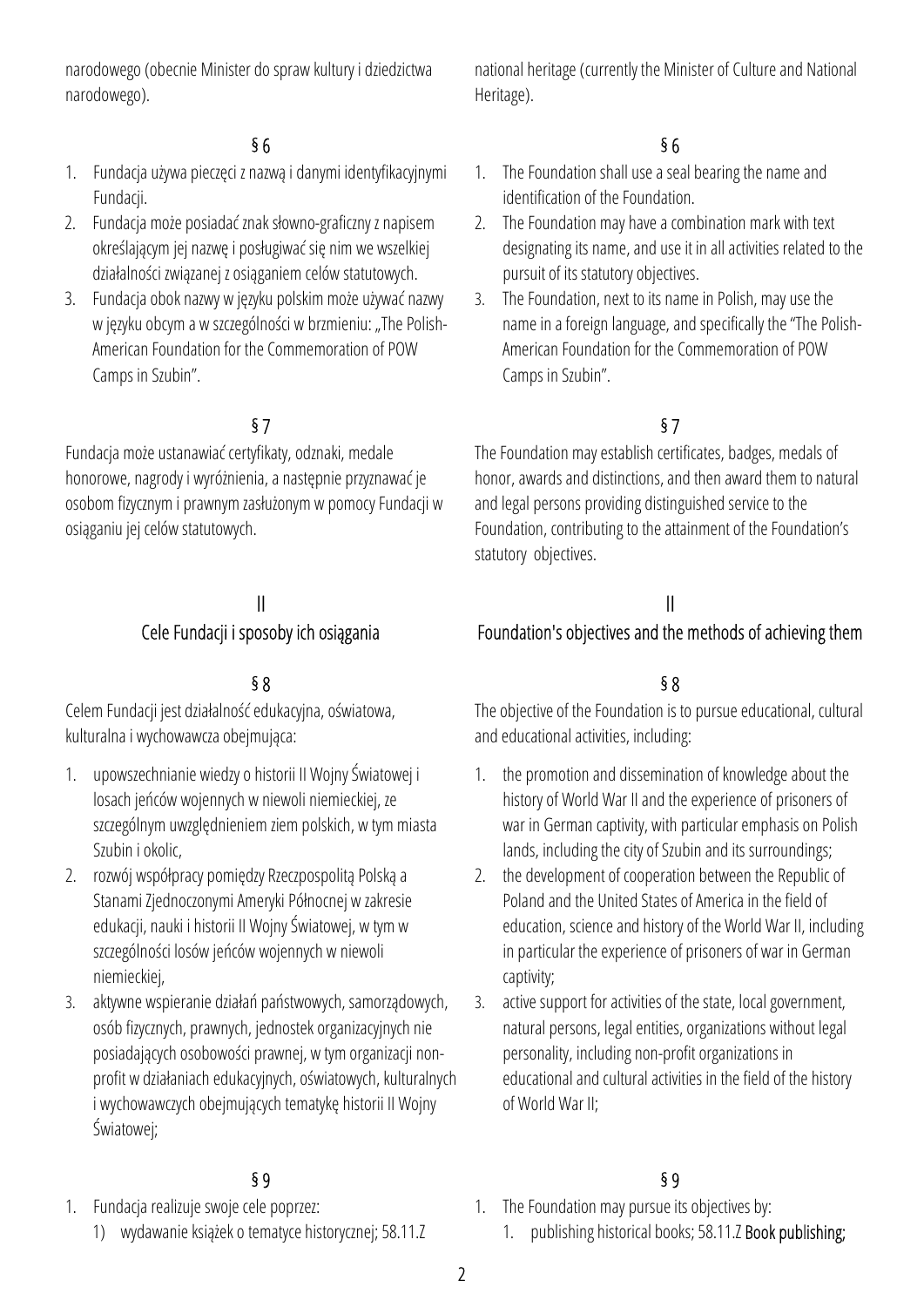narodowego (obecnie Minister do spraw kultury i dziedzictwa narodowego).

## § 6

1. Fundacja używa pieczęci z nazwą i danymi identyfikacyjnymi Fundacji.
2. Fundacja może posiadać znak słowno-graficzny z napisem określającym jej nazwę i posługiwać się nim we wszelkiej działalności związanej z osiąganiem celów statutowych.
3. Fundacja obok nazwy w języku polskim może używać nazwy w języku obcym a w szczególności w brzmieniu: „The Polish-American Foundation for the Commemoration of POW Camps in Szubin".

## § 7

Fundacja może ustanawiać certyfikaty, odznaki, medale honorowe, nagrody i wyróżnienia, a następnie przyznawać je osobom fizycznym i prawnym zasłużonym w pomocy Fundacji w osiąganiu jej celów statutowych.

## II
## Cele Fundacji i sposoby ich osiągania

## § 8

Celem Fundacji jest działalność edukacyjna, oświatowa, kulturalna i wychowawcza obejmująca:

1. upowszechnianie wiedzy o historii II Wojny Światowej i losach jeńców wojennych w niewoli niemieckiej, ze szczególnym uwzględnieniem ziem polskich, w tym miasta Szubin i okolic,
2. rozwój współpracy pomiędzy Rzecząpospolitą Polską a Stanami Zjednoczonymi Ameryki Północnej w zakresie edukacji, nauki i historii II Wojny Światowej, w tym w szczególności losów jeńców wojennych w niewoli niemieckiej,
3. aktywne wspieranie działań państwowych, samorządowych, osób fizycznych, prawnych, jednostek organizacyjnych nie posiadających osobowości prawnej, w tym organizacji non-profit w działaniach edukacyjnych, oświatowych, kulturalnych i wychowawczych obejmujących tematykę historii II Wojny Światowej;

## § 9

1. Fundacja realizuje swoje cele poprzez:
   1) wydawanie książek o tematyce historycznej; 58.11.Z

---

national heritage (currently the Minister of Culture and National Heritage).

## § 6

1. The Foundation shall use a seal bearing the name and identification of the Foundation.
2. The Foundation may have a combination mark with text designating its name, and use it in all activities related to the pursuit of its statutory objectives.
3. The Foundation, next to its name in Polish, may use the name in a foreign language, and specifically the "The Polish-American Foundation for the Commemoration of POW Camps in Szubin".

## § 7

The Foundation may establish certificates, badges, medals of honor, awards and distinctions, and then award them to natural and legal persons providing distinguished service to the Foundation, contributing to the attainment of the Foundation's statutory objectives.

## II
## Foundation's objectives and the methods of achieving them

## § 8

The objective of the Foundation is to pursue educational, cultural and educational activities, including:

1. the promotion and dissemination of knowledge about the history of World War II and the experience of prisoners of war in German captivity, with particular emphasis on Polish lands, including the city of Szubin and its surroundings;
2. the development of cooperation between the Republic of Poland and the United States of America in the field of education, science and history of the World War II, including in particular the experience of prisoners of war in German captivity;
3. active support for activities of the state, local government, natural persons, legal entities, organizations without legal personality, including non-profit organizations in educational and cultural activities in the field of the history of World War II;

## § 9

1. The Foundation may pursue its objectives by:
   1. publishing historical books; 58.11.Z Book publishing;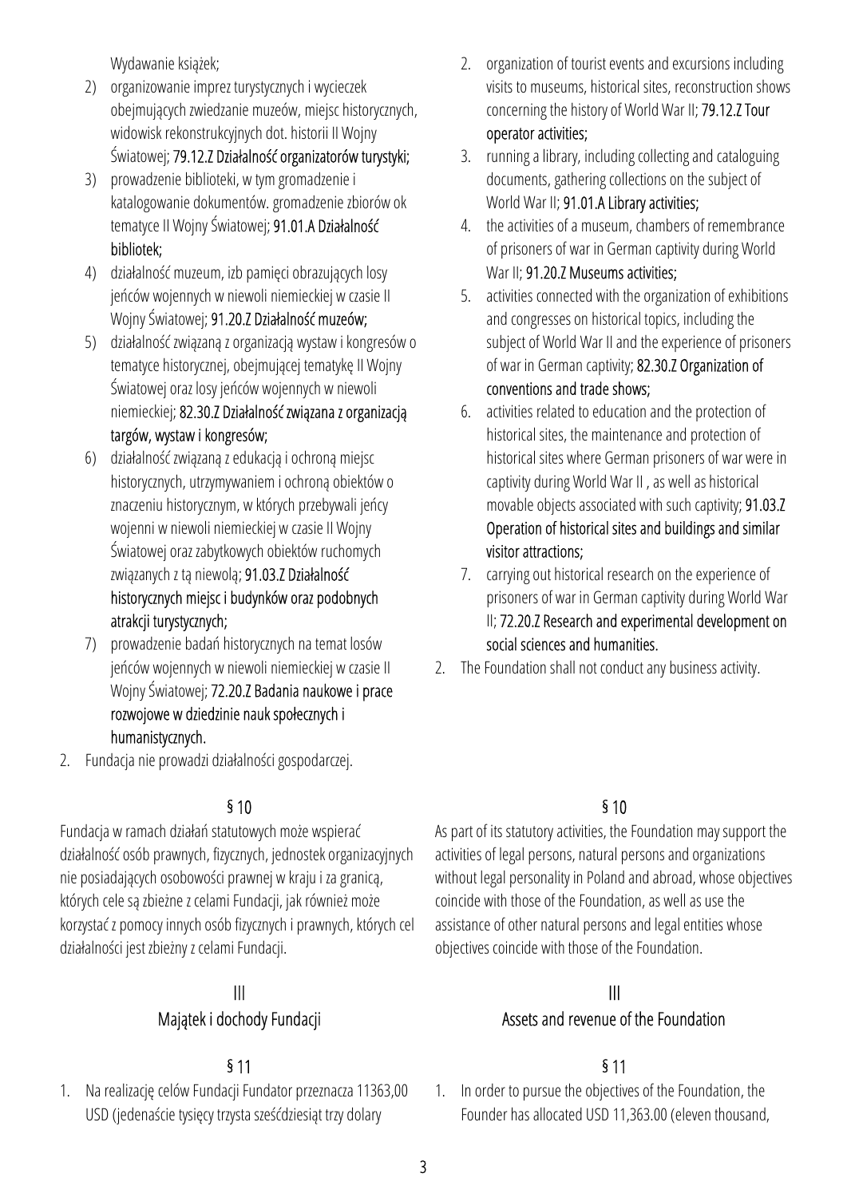Wydawanie książek;

2) organizowanie imprez turystycznych i wycieczek obejmujących zwiedzanie muzeów, miejsc historycznych, widowisk rekonstrukcyjnych dot. historii II Wojny Światowej; **79.12.Z Działalność organizatorów turystyki;**
3) prowadzenie biblioteki, w tym gromadzenie i katalogowanie dokumentów. gromadzenie zbiorów ok tematyce II Wojny Światowej; **91.01.A Działalność bibliotek;**
4) działalność muzeum, izb pamięci obrazujących losy jeńców wojennych w niewoli niemieckiej w czasie II Wojny Światowej; **91.20.Z Działalność muzeów;**
5) działalność związaną z organizacją wystaw i kongresów o tematyce historycznej, obejmującej tematykę II Wojny Światowej oraz losy jeńców wojennych w niewoli niemieckiej; **82.30.Z Działalność związana z organizacją targów, wystaw i kongresów;**
6) działalność związaną z edukacją i ochroną miejsc historycznych, utrzymywaniem i ochroną obiektów o znaczeniu historycznym, w których przebywali jeńcy wojenni w niewoli niemieckiej w czasie II Wojny Światowej oraz zabytkowych obiektów ruchomych związanych z tą niewolą; **91.03.Z Działalność historycznych miejsc i budynków oraz podobnych atrakcji turystycznych;**
7) prowadzenie badań historycznych na temat losów jeńców wojennych w niewoli niemieckiej w czasie II Wojny Światowej; **72.20.Z Badania naukowe i prace rozwojowe w dziedzinie nauk społecznych i humanistycznych.**

2. Fundacja nie prowadzi działalności gospodarczej.

2. organization of tourist events and excursions including visits to museums, historical sites, reconstruction shows concerning the history of World War II; **79.12.Z Tour operator activities;**
3. running a library, including collecting and cataloguing documents, gathering collections on the subject of World War II; **91.01.A Library activities;**
4. the activities of a museum, chambers of remembrance of prisoners of war in German captivity during World War II; **91.20.Z Museums activities;**
5. activities connected with the organization of exhibitions and congresses on historical topics, including the subject of World War II and the experience of prisoners of war in German captivity; **82.30.Z Organization of conventions and trade shows;**
6. activities related to education and the protection of historical sites, the maintenance and protection of historical sites where German prisoners of war were in captivity during World War II , as well as historical movable objects associated with such captivity; **91.03.Z Operation of historical sites and buildings and similar visitor attractions;**
7. carrying out historical research on the experience of prisoners of war in German captivity during World War II; **72.20.Z Research and experimental development on social sciences and humanities.**

2. The Foundation shall not conduct any business activity.

## § 10

Fundacja w ramach działań statutowych może wspierać działalność osób prawnych, fizycznych, jednostek organizacyjnych nie posiadających osobowości prawnej w kraju i za granicą, których cele są zbieżne z celami Fundacji, jak również może korzystać z pomocy innych osób fizycznych i prawnych, których cel działalności jest zbieżny z celami Fundacji.

## § 10

As part of its statutory activities, the Foundation may support the activities of legal persons, natural persons and organizations without legal personality in Poland and abroad, whose objectives coincide with those of the Foundation, as well as use the assistance of other natural persons and legal entities whose objectives coincide with those of the Foundation.

## III
## Majątek i dochody Fundacji

## § 11

1. Na realizację celów Fundacji Fundator przeznacza 11363,00 USD (jedenaście tysięcy trzysta sześćdziesiąt trzy dolary

## III
## Assets and revenue of the Foundation

## § 11

1. In order to pursue the objectives of the Foundation, the Founder has allocated USD 11,363.00 (eleven thousand,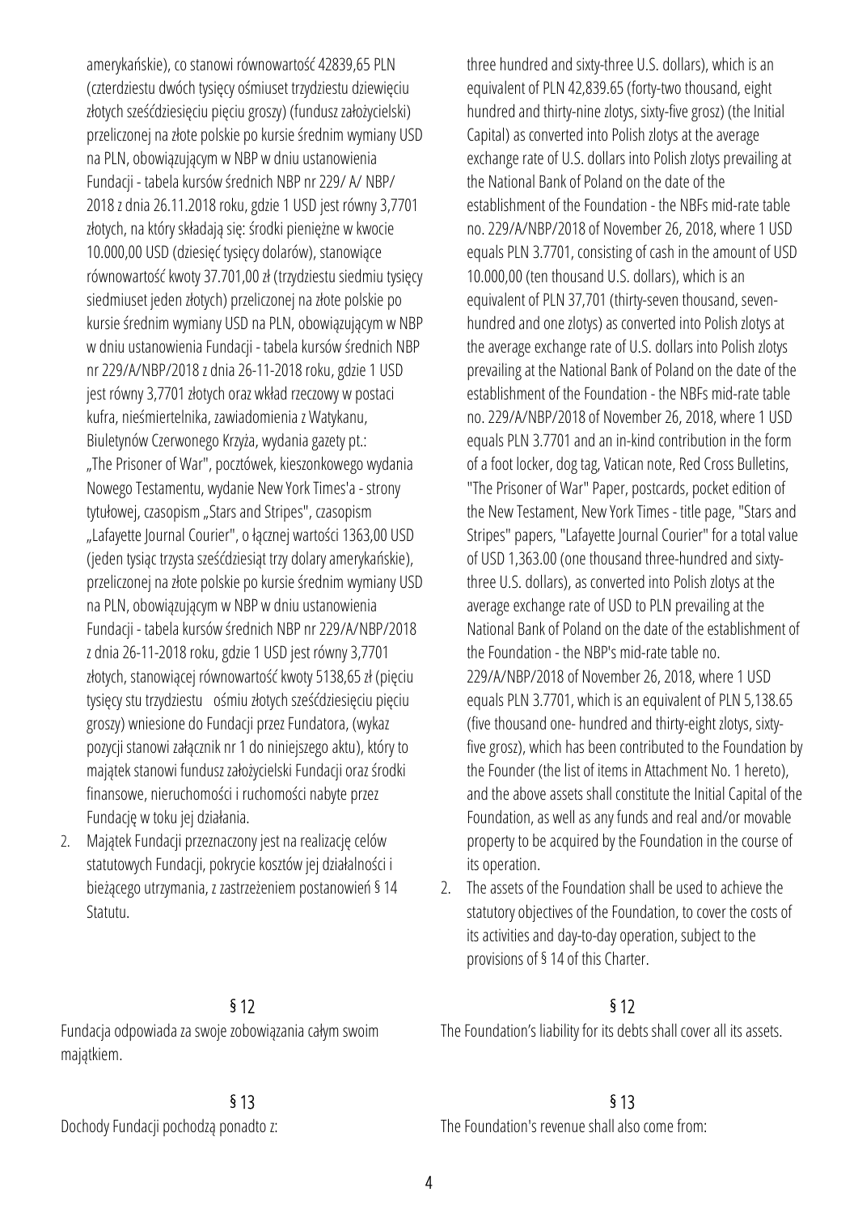amerykańskie), co stanowi równowartość 42839,65 PLN (czterdziestu dwóch tysięcy ośmiuset trzydziestu dziewięciu złotych sześćdziesięciu pięciu groszy) (fundusz założycielski) przeliczonej na złote polskie po kursie średnim wymiany USD na PLN, obowiązującym w NBP w dniu ustanowienia Fundacji - tabela kursów średnich NBP nr 229/ A/ NBP/ 2018 z dnia 26.11.2018 roku, gdzie 1 USD jest równy 3,7701 złotych, na który składają się: środki pieniężne w kwocie 10.000,00 USD (dziesięć tysięcy dolarów), stanowiące równowartość kwoty 37.701,00 zł (trzydziestu siedmiu tysięcy siedmiuset jeden złotych) przeliczonej na złote polskie po kursie średnim wymiany USD na PLN, obowiązującym w NBP w dniu ustanowienia Fundacji - tabela kursów średnich NBP nr 229/A/NBP/2018 z dnia 26-11-2018 roku, gdzie 1 USD jest równy 3,7701 złotych oraz wkład rzeczowy w postaci kufra, nieśmiertelnika, zawiadomienia z Watykanu, Biuletynów Czerwonego Krzyża, wydania gazety pt.: „The Prisoner of War", pocztówek, kieszonkowego wydania Nowego Testamentu, wydanie New York Times'a - strony tytułowej, czasopism „Stars and Stripes", czasopism „Lafayette Journal Courier", o łącznej wartości 1363,00 USD (jeden tysiąc trzysta sześćdziesiąt trzy dolary amerykańskie), przeliczonej na złote polskie po kursie średnim wymiany USD na PLN, obowiązującym w NBP w dniu ustanowienia Fundacji - tabela kursów średnich NBP nr 229/A/NBP/2018 z dnia 26-11-2018 roku, gdzie 1 USD jest równy 3,7701 złotych, stanowiącej równowartość kwoty 5138,65 zł (pięciu tysięcy stu trzydziestu ośmiu złotych sześćdziesięciu pięciu groszy) wniesione do Fundacji przez Fundatora, (wykaz pozycji stanowi załącznik nr 1 do niniejszego aktu), który to majątek stanowi fundusz założycielski Fundacji oraz środki finansowe, nieruchomości i ruchomości nabyte przez Fundację w toku jej działania.

2. Majątek Fundacji przeznaczony jest na realizację celów statutowych Fundacji, pokrycie kosztów jej działalności i bieżącego utrzymania, z zastrzeżeniem postanowień § 14 Statutu.

three hundred and sixty-three U.S. dollars), which is an equivalent of PLN 42,839.65 (forty-two thousand, eight hundred and thirty-nine zlotys, sixty-five grosz) (the Initial Capital) as converted into Polish zlotys at the average exchange rate of U.S. dollars into Polish zlotys prevailing at the National Bank of Poland on the date of the establishment of the Foundation - the NBFs mid-rate table no. 229/A/NBP/2018 of November 26, 2018, where 1 USD equals PLN 3.7701, consisting of cash in the amount of USD 10.000,00 (ten thousand U.S. dollars), which is an equivalent of PLN 37,701 (thirty-seven thousand, seven-hundred and one zlotys) as converted into Polish zlotys at the average exchange rate of U.S. dollars into Polish zlotys prevailing at the National Bank of Poland on the date of the establishment of the Foundation - the NBFs mid-rate table no. 229/A/NBP/2018 of November 26, 2018, where 1 USD equals PLN 3.7701 and an in-kind contribution in the form of a foot locker, dog tag, Vatican note, Red Cross Bulletins, "The Prisoner of War" Paper, postcards, pocket edition of the New Testament, New York Times - title page, "Stars and Stripes" papers, "Lafayette Journal Courier" for a total value of USD 1,363.00 (one thousand three-hundred and sixty-three U.S. dollars), as converted into Polish zlotys at the average exchange rate of USD to PLN prevailing at the National Bank of Poland on the date of the establishment of the Foundation - the NBP's mid-rate table no. 229/A/NBP/2018 of November 26, 2018, where 1 USD equals PLN 3.7701, which is an equivalent of PLN 5,138.65 (five thousand one- hundred and thirty-eight zlotys, sixty-five grosz), which has been contributed to the Foundation by the Founder (the list of items in Attachment No. 1 hereto), and the above assets shall constitute the Initial Capital of the Foundation, as well as any funds and real and/or movable property to be acquired by the Foundation in the course of its operation.

2. The assets of the Foundation shall be used to achieve the statutory objectives of the Foundation, to cover the costs of its activities and day-to-day operation, subject to the provisions of § 14 of this Charter.

## § 12

Fundacja odpowiada za swoje zobowiązania całym swoim majątkiem.

The Foundation's liability for its debts shall cover all its assets.

## § 13

Dochody Fundacji pochodzą ponadto z:

The Foundation's revenue shall also come from: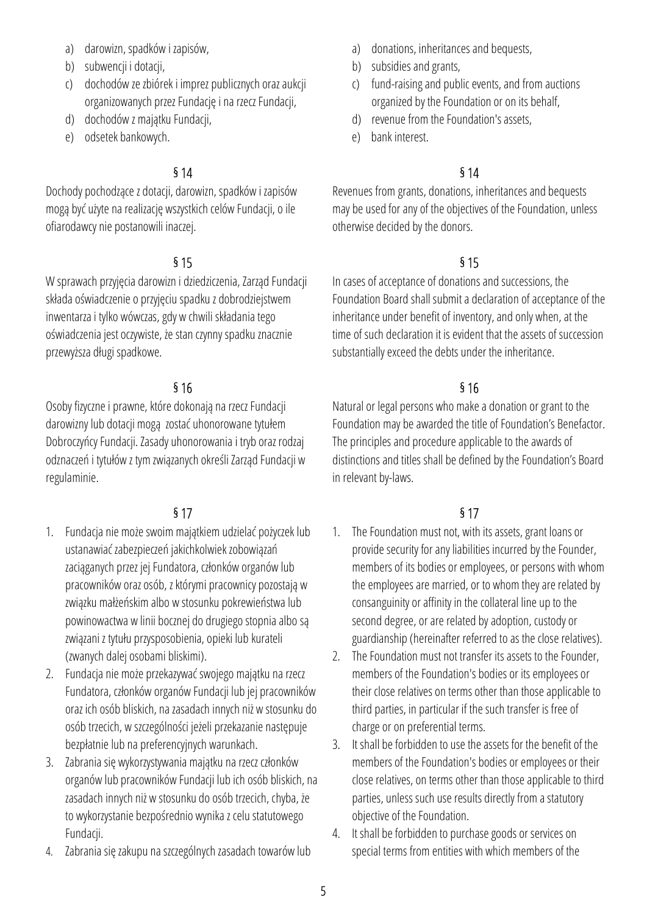a) darowizn, spadków i zapisów,
b) subwencji i dotacji,
c) dochodów ze zbiórek i imprez publicznych oraz aukcji organizowanych przez Fundację i na rzecz Fundacji,
d) dochodów z majątku Fundacji,
e) odsetek bankowych.

a) donations, inheritances and bequests,
b) subsidies and grants,
c) fund-raising and public events, and from auctions organized by the Foundation or on its behalf,
d) revenue from the Foundation's assets,
e) bank interest.

§ 14

Dochody pochodzące z dotacji, darowizn, spadków i zapisów mogą być użyte na realizację wszystkich celów Fundacji, o ile ofiarodawcy nie postanowili inaczej.

§ 14

Revenues from grants, donations, inheritances and bequests may be used for any of the objectives of the Foundation, unless otherwise decided by the donors.

§ 15

W sprawach przyjęcia darowizn i dziedziczenia, Zarząd Fundacji składa oświadczenie o przyjęciu spadku z dobrodziejstwem inwentarza i tylko wówczas, gdy w chwili składania tego oświadczenia jest oczywiste, że stan czynny spadku znacznie przewyższa długi spadkowe.

§ 15

In cases of acceptance of donations and successions, the Foundation Board shall submit a declaration of acceptance of the inheritance under benefit of inventory, and only when, at the time of such declaration it is evident that the assets of succession substantially exceed the debts under the inheritance.

§ 16

Osoby fizyczne i prawne, które dokonają na rzecz Fundacji darowizny lub dotacji mogą zostać uhonorowane tytułem Dobroczyńcy Fundacji. Zasady uhonorowania i tryb oraz rodzaj odznaczeń i tytułów z tym związanych określi Zarząd Fundacji w regulaminie.

§ 16

Natural or legal persons who make a donation or grant to the Foundation may be awarded the title of Foundation's Benefactor. The principles and procedure applicable to the awards of distinctions and titles shall be defined by the Foundation's Board in relevant by-laws.

§ 17

1. Fundacja nie może swoim majątkiem udzielać pożyczek lub ustanawiać zabezpieczeń jakichkolwiek zobowiązań zaciąganych przez jej Fundatora, członków organów lub pracowników oraz osób, z którymi pracownicy pozostają w związku małżeńskim albo w stosunku pokrewieństwa lub powinowactwa w linii bocznej do drugiego stopnia albo są związani z tytułu przysposobienia, opieki lub kurateli (zwanych dalej osobami bliskimi).
2. Fundacja nie może przekazywać swojego majątku na rzecz Fundatora, członków organów Fundacji lub jej pracowników oraz ich osób bliskich, na zasadach innych niż w stosunku do osób trzecich, w szczególności jeżeli przekazanie następuje bezpłatnie lub na preferencyjnych warunkach.
3. Zabrania się wykorzystywania majątku na rzecz członków organów lub pracowników Fundacji lub ich osób bliskich, na zasadach innych niż w stosunku do osób trzecich, chyba, że to wykorzystanie bezpośrednio wynika z celu statutowego Fundacji.
4. Zabrania się zakupu na szczególnych zasadach towarów lub

§ 17

1. The Foundation must not, with its assets, grant loans or provide security for any liabilities incurred by the Founder, members of its bodies or employees, or persons with whom the employees are married, or to whom they are related by consanguinity or affinity in the collateral line up to the second degree, or are related by adoption, custody or guardianship (hereinafter referred to as the close relatives).
2. The Foundation must not transfer its assets to the Founder, members of the Foundation's bodies or its employees or their close relatives on terms other than those applicable to third parties, in particular if the such transfer is free of charge or on preferential terms.
3. It shall be forbidden to use the assets for the benefit of the members of the Foundation's bodies or employees or their close relatives, on terms other than those applicable to third parties, unless such use results directly from a statutory objective of the Foundation.
4. It shall be forbidden to purchase goods or services on special terms from entities with which members of the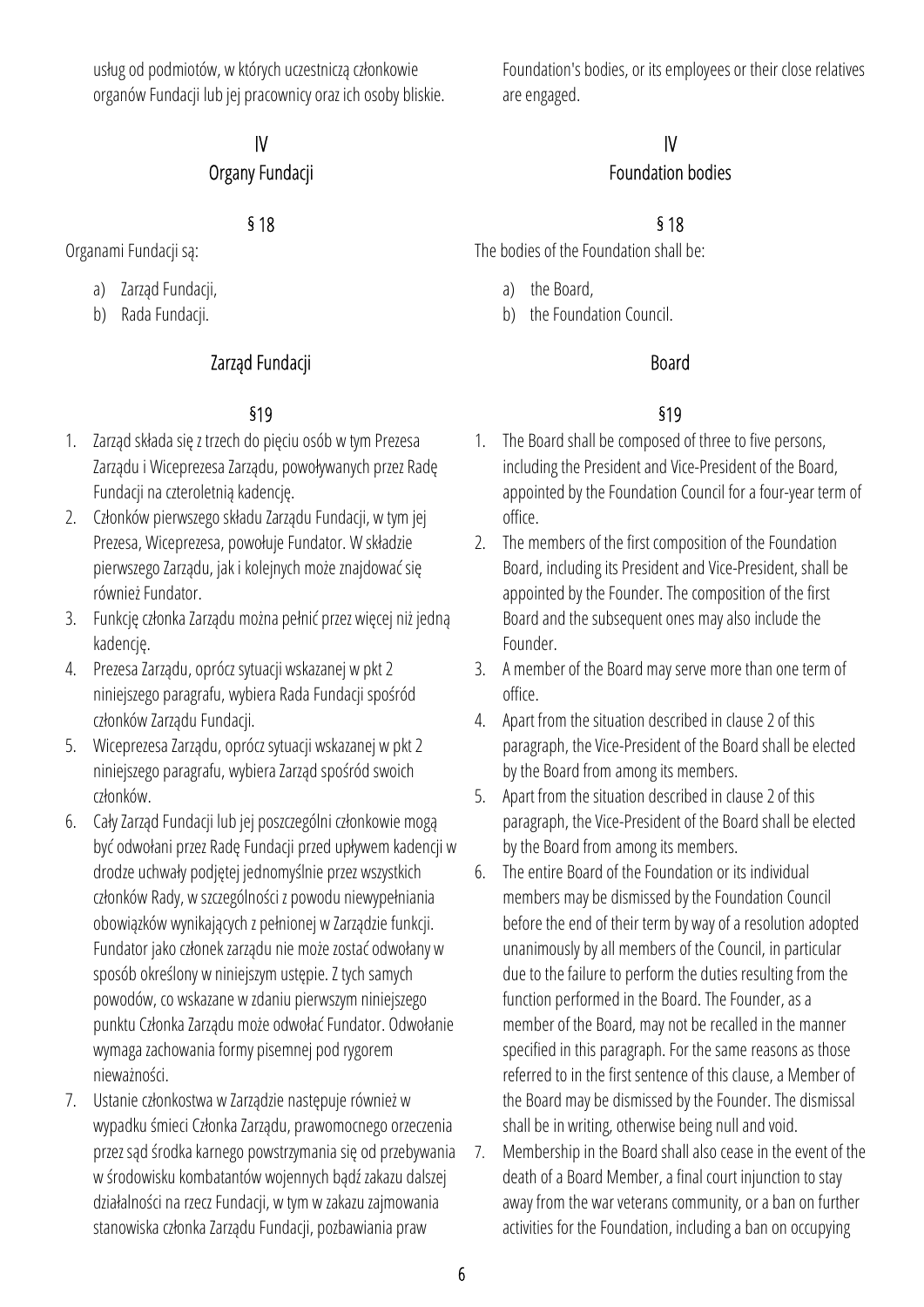usług od podmiotów, w których uczestniczą członkowie organów Fundacji lub jej pracownicy oraz ich osoby bliskie.

## IV
## Organy Fundacji

### § 18

Organami Fundacji są:

a) Zarząd Fundacji,
b) Rada Fundacji.

### Zarząd Fundacji

### §19

1. Zarząd składa się z trzech do pięciu osób w tym Prezesa Zarządu i Wiceprezesa Zarządu, powoływanych przez Radę Fundacji na czteroletnią kadencję.
2. Członków pierwszego składu Zarządu Fundacji, w tym jej Prezesa, Wiceprezesa, powołuje Fundator. W składzie pierwszego Zarządu, jak i kolejnych może znajdować się również Fundator.
3. Funkcję członka Zarządu można pełnić przez więcej niż jedną kadencję.
4. Prezesa Zarządu, oprócz sytuacji wskazanej w pkt 2 niniejszego paragrafu, wybiera Rada Fundacji spośród członków Zarządu Fundacji.
5. Wiceprezesa Zarządu, oprócz sytuacji wskazanej w pkt 2 niniejszego paragrafu, wybiera Zarząd spośród swoich członków.
6. Cały Zarząd Fundacji lub jej poszczególni członkowie mogą być odwołani przez Radę Fundacji przed upływem kadencji w drodze uchwały podjętej jednomyślnie przez wszystkich członków Rady, w szczególności z powodu niewypełniania obowiązków wynikających z pełnionej w Zarządzie funkcji. Fundator jako członek zarządu nie może zostać odwołany w sposób określony w niniejszym ustępie. Z tych samych powodów, co wskazane w zdaniu pierwszym niniejszego punktu Członka Zarządu może odwołać Fundator. Odwołanie wymaga zachowania formy pisemnej pod rygorem nieważności.
7. Ustanie członkostwa w Zarządzie następuje również w wypadku śmieci Członka Zarządu, prawomocnego orzeczenia przez sąd środka karnego powstrzymania się od przebywania w środowisku kombatantów wojennych bądź zakazu dalszej działalności na rzecz Fundacji, w tym w zakazu zajmowania stanowiska członka Zarządu Fundacji, pozbawiania praw

---

Foundation's bodies, or its employees or their close relatives are engaged.

## IV
## Foundation bodies

### § 18

The bodies of the Foundation shall be:

a) the Board,
b) the Foundation Council.

### Board

### §19

1. The Board shall be composed of three to five persons, including the President and Vice-President of the Board, appointed by the Foundation Council for a four-year term of office.
2. The members of the first composition of the Foundation Board, including its President and Vice-President, shall be appointed by the Founder. The composition of the first Board and the subsequent ones may also include the Founder.
3. A member of the Board may serve more than one term of office.
4. Apart from the situation described in clause 2 of this paragraph, the Vice-President of the Board shall be elected by the Board from among its members.
5. Apart from the situation described in clause 2 of this paragraph, the Vice-President of the Board shall be elected by the Board from among its members.
6. The entire Board of the Foundation or its individual members may be dismissed by the Foundation Council before the end of their term by way of a resolution adopted unanimously by all members of the Council, in particular due to the failure to perform the duties resulting from the function performed in the Board. The Founder, as a member of the Board, may not be recalled in the manner specified in this paragraph. For the same reasons as those referred to in the first sentence of this clause, a Member of the Board may be dismissed by the Founder. The dismissal shall be in writing, otherwise being null and void.
7. Membership in the Board shall also cease in the event of the death of a Board Member, a final court injunction to stay away from the war veterans community, or a ban on further activities for the Foundation, including a ban on occupying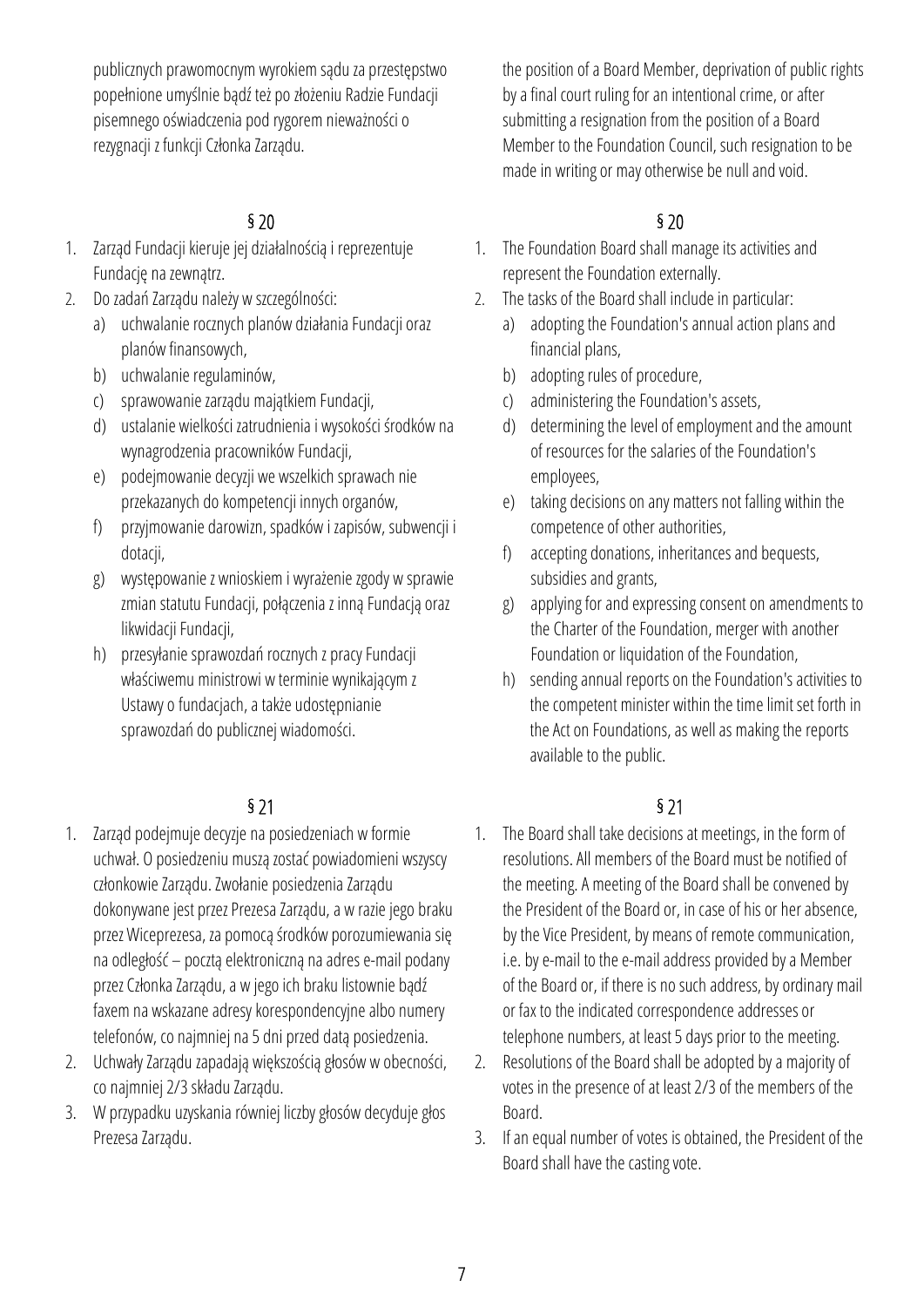publicznych prawomocnym wyrokiem sądu za przestępstwo popełnione umyślnie bądź też po złożeniu Radzie Fundacji pisemnego oświadczenia pod rygorem nieważności o rezygnacji z funkcji Członka Zarządu.

## § 20

1. Zarząd Fundacji kieruje jej działalnością i reprezentuje Fundację na zewnątrz.
2. Do zadań Zarządu należy w szczególności:
   a) uchwalanie rocznych planów działania Fundacji oraz planów finansowych,
   b) uchwalanie regulaminów,
   c) sprawowanie zarządu majątkiem Fundacji,
   d) ustalanie wielkości zatrudnienia i wysokości środków na wynagrodzenia pracowników Fundacji,
   e) podejmowanie decyzji we wszelkich sprawach nie przekazanych do kompetencji innych organów,
   f) przyjmowanie darowizn, spadków i zapisów, subwencji i dotacji,
   g) występowanie z wnioskiem i wyrażenie zgody w sprawie zmian statutu Fundacji, połączenia z inną Fundacją oraz likwidacji Fundacji,
   h) przesyłanie sprawozdań rocznych z pracy Fundacji właściwemu ministrowi w terminie wynikającym z Ustawy o fundacjach, a także udostępnianie sprawozdań do publicznej wiadomości.

## § 21

1. Zarząd podejmuje decyzje na posiedzeniach w formie uchwał. O posiedzeniu muszą zostać powiadomieni wszyscy członkowie Zarządu. Zwołanie posiedzenia Zarządu dokonywane jest przez Prezesa Zarządu, a w razie jego braku przez Wiceprezesa, za pomocą środków porozumiewania się na odległość – pocztą elektroniczną na adres e-mail podany przez Członka Zarządu, a w jego ich braku listownie bądź faxem na wskazane adresy korespondencyjne albo numery telefonów, co najmniej na 5 dni przed datą posiedzenia.
2. Uchwały Zarządu zapadają większością głosów w obecności, co najmniej 2/3 składu Zarządu.
3. W przypadku uzyskania równiej liczby głosów decyduje głos Prezesa Zarządu.

the position of a Board Member, deprivation of public rights by a final court ruling for an intentional crime, or after submitting a resignation from the position of a Board Member to the Foundation Council, such resignation to be made in writing or may otherwise be null and void.

## § 20

1. The Foundation Board shall manage its activities and represent the Foundation externally.
2. The tasks of the Board shall include in particular:
   a) adopting the Foundation's annual action plans and financial plans,
   b) adopting rules of procedure,
   c) administering the Foundation's assets,
   d) determining the level of employment and the amount of resources for the salaries of the Foundation's employees,
   e) taking decisions on any matters not falling within the competence of other authorities,
   f) accepting donations, inheritances and bequests, subsidies and grants,
   g) applying for and expressing consent on amendments to the Charter of the Foundation, merger with another Foundation or liquidation of the Foundation,
   h) sending annual reports on the Foundation's activities to the competent minister within the time limit set forth in the Act on Foundations, as well as making the reports available to the public.

## § 21

1. The Board shall take decisions at meetings, in the form of resolutions. All members of the Board must be notified of the meeting. A meeting of the Board shall be convened by the President of the Board or, in case of his or her absence, by the Vice President, by means of remote communication, i.e. by e-mail to the e-mail address provided by a Member of the Board or, if there is no such address, by ordinary mail or fax to the indicated correspondence addresses or telephone numbers, at least 5 days prior to the meeting.
2. Resolutions of the Board shall be adopted by a majority of votes in the presence of at least 2/3 of the members of the Board.
3. If an equal number of votes is obtained, the President of the Board shall have the casting vote.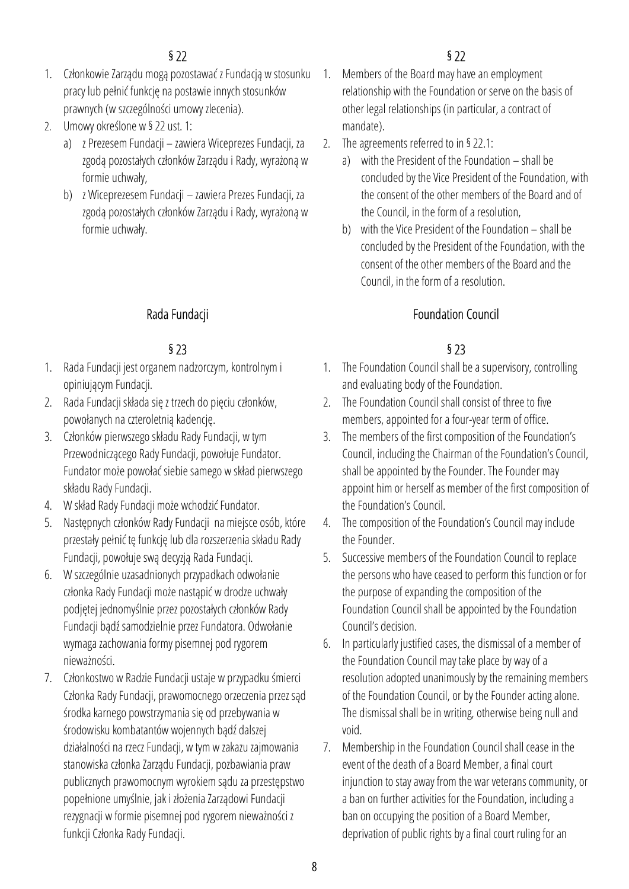§ 22

1. Członkowie Zarządu mogą pozostawać z Fundacją w stosunku pracy lub pełnić funkcję na postawie innych stosunków prawnych (w szczególności umowy zlecenia).
2. Umowy określone w § 22 ust. 1:
   a) z Prezesem Fundacji – zawiera Wiceprezes Fundacji, za zgodą pozostałych członków Zarządu i Rady, wyrażoną w formie uchwały,
   b) z Wiceprezesem Fundacji – zawiera Prezes Fundacji, za zgodą pozostałych członków Zarządu i Rady, wyrażoną w formie uchwały.

## Rada Fundacji

§ 23

1. Rada Fundacji jest organem nadzorczym, kontrolnym i opiniującym Fundacji.
2. Rada Fundacji składa się z trzech do pięciu członków, powołanych na czteroletnią kadencję.
3. Członków pierwszego składu Rady Fundacji, w tym Przewodniczącego Rady Fundacji, powołuje Fundator. Fundator może powołać siebie samego w skład pierwszego składu Rady Fundacji.
4. W skład Rady Fundacji może wchodzić Fundator.
5. Następnych członków Rady Fundacji na miejsce osób, które przestały pełnić tę funkcję lub dla rozszerzenia składu Rady Fundacji, powołuje swą decyzją Rada Fundacji.
6. W szczególnie uzasadnionych przypadkach odwołanie członka Rady Fundacji może nastąpić w drodze uchwały podjętej jednomyślnie przez pozostałych członków Rady Fundacji bądź samodzielnie przez Fundatora. Odwołanie wymaga zachowania formy pisemnej pod rygorem nieważności.
7. Członkostwo w Radzie Fundacji ustaje w przypadku śmierci Członka Rady Fundacji, prawomocnego orzeczenia przez sąd środka karnego powstrzymania się od przebywania w środowisku kombatantów wojennych bądź dalszej działalności na rzecz Fundacji, w tym w zakazu zajmowania stanowiska członka Zarządu Fundacji, pozbawiania praw publicznych prawomocnym wyrokiem sądu za przestępstwo popełnione umyślnie, jak i złożenia Zarządowi Fundacji rezygnacji w formie pisemnej pod rygorem nieważności z funkcji Członka Rady Fundacji.

§ 22

1. Members of the Board may have an employment relationship with the Foundation or serve on the basis of other legal relationships (in particular, a contract of mandate).
2. The agreements referred to in § 22.1:
   a) with the President of the Foundation – shall be concluded by the Vice President of the Foundation, with the consent of the other members of the Board and of the Council, in the form of a resolution,
   b) with the Vice President of the Foundation – shall be concluded by the President of the Foundation, with the consent of the other members of the Board and the Council, in the form of a resolution.

## Foundation Council

§ 23

1. The Foundation Council shall be a supervisory, controlling and evaluating body of the Foundation.
2. The Foundation Council shall consist of three to five members, appointed for a four-year term of office.
3. The members of the first composition of the Foundation's Council, including the Chairman of the Foundation's Council, shall be appointed by the Founder. The Founder may appoint him or herself as member of the first composition of the Foundation's Council.
4. The composition of the Foundation's Council may include the Founder.
5. Successive members of the Foundation Council to replace the persons who have ceased to perform this function or for the purpose of expanding the composition of the Foundation Council shall be appointed by the Foundation Council's decision.
6. In particularly justified cases, the dismissal of a member of the Foundation Council may take place by way of a resolution adopted unanimously by the remaining members of the Foundation Council, or by the Founder acting alone. The dismissal shall be in writing, otherwise being null and void.
7. Membership in the Foundation Council shall cease in the event of the death of a Board Member, a final court injunction to stay away from the war veterans community, or a ban on further activities for the Foundation, including a ban on occupying the position of a Board Member, deprivation of public rights by a final court ruling for an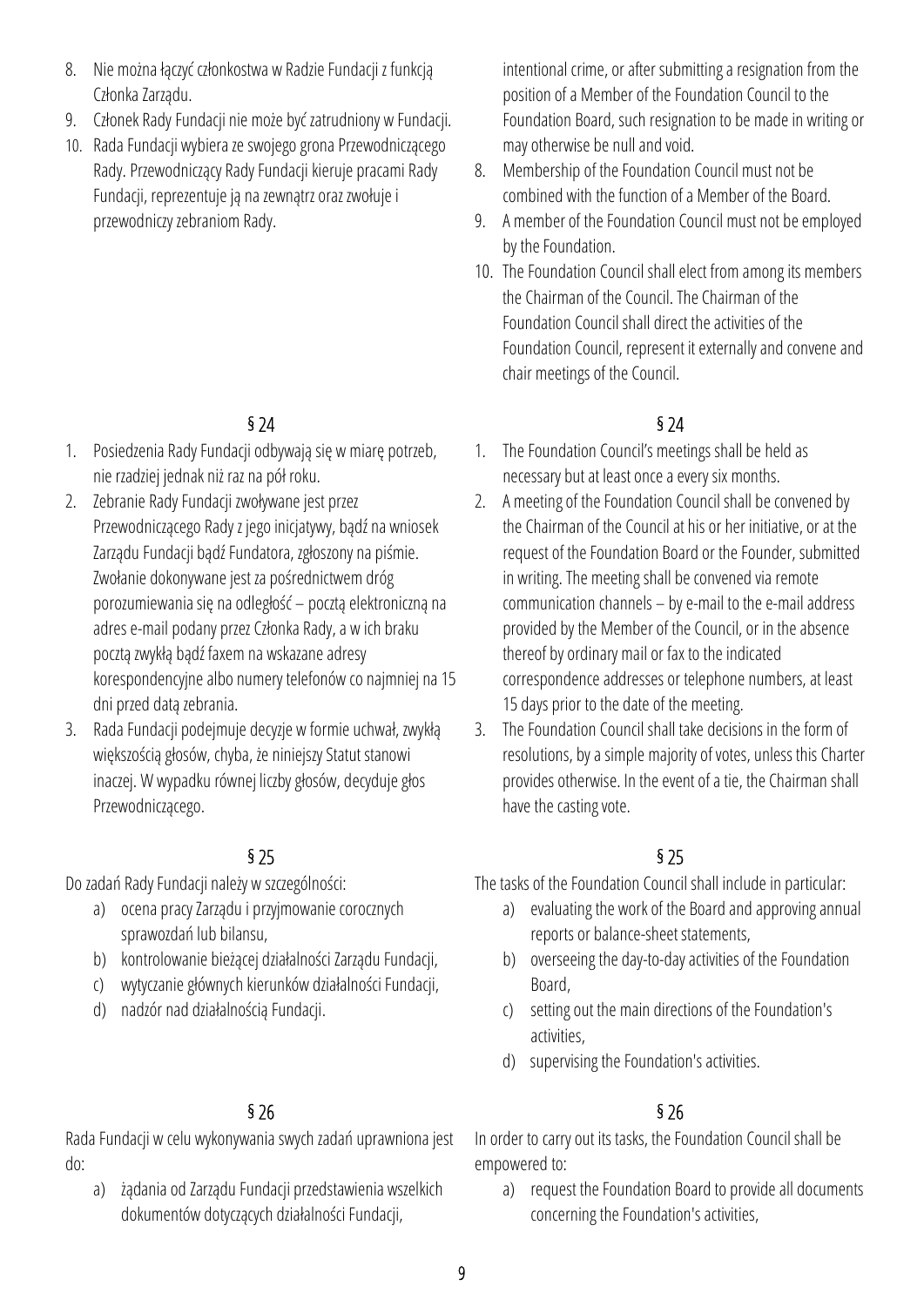8. Nie można łączyć członkostwa w Radzie Fundacji z funkcją Członka Zarządu.
9. Członek Rady Fundacji nie może być zatrudniony w Fundacji.
10. Rada Fundacji wybiera ze swojego grona Przewodniczącego Rady. Przewodniczący Rady Fundacji kieruje pracami Rady Fundacji, reprezentuje ją na zewnątrz oraz zwołuje i przewodniczy zebraniom Rady.

## § 24

1. Posiedzenia Rady Fundacji odbywają się w miarę potrzeb, nie rzadziej jednak niż raz na pół roku.
2. Zebranie Rady Fundacji zwoływane jest przez Przewodniczącego Rady z jego inicjatywy, bądź na wniosek Zarządu Fundacji bądź Fundatora, zgłoszony na piśmie. Zwołanie dokonywane jest za pośrednictwem dróg porozumiewania się na odległość – pocztą elektroniczną na adres e-mail podany przez Członka Rady, a w ich braku pocztą zwykłą bądź faxem na wskazane adresy korespondencyjne albo numery telefonów co najmniej na 15 dni przed datą zebrania.
3. Rada Fundacji podejmuje decyzje w formie uchwał, zwykłą większością głosów, chyba, że niniejszy Statut stanowi inaczej. W wypadku równej liczby głosów, decyduje głos Przewodniczącego.

## § 25

Do zadań Rady Fundacji należy w szczególności:

a) ocena pracy Zarządu i przyjmowanie corocznych sprawozdań lub bilansu,
b) kontrolowanie bieżącej działalności Zarządu Fundacji,
c) wytyczanie głównych kierunków działalności Fundacji,
d) nadzór nad działalnością Fundacji.

## § 26

Rada Fundacji w celu wykonywania swych zadań uprawniona jest do:

a) żądania od Zarządu Fundacji przedstawienia wszelkich dokumentów dotyczących działalności Fundacji,

---

intentional crime, or after submitting a resignation from the position of a Member of the Foundation Council to the Foundation Board, such resignation to be made in writing or may otherwise be null and void.

8. Membership of the Foundation Council must not be combined with the function of a Member of the Board.
9. A member of the Foundation Council must not be employed by the Foundation.
10. The Foundation Council shall elect from among its members the Chairman of the Council. The Chairman of the Foundation Council shall direct the activities of the Foundation Council, represent it externally and convene and chair meetings of the Council.

## § 24

1. The Foundation Council's meetings shall be held as necessary but at least once a every six months.
2. A meeting of the Foundation Council shall be convened by the Chairman of the Council at his or her initiative, or at the request of the Foundation Board or the Founder, submitted in writing. The meeting shall be convened via remote communication channels – by e-mail to the e-mail address provided by the Member of the Council, or in the absence thereof by ordinary mail or fax to the indicated correspondence addresses or telephone numbers, at least 15 days prior to the date of the meeting.
3. The Foundation Council shall take decisions in the form of resolutions, by a simple majority of votes, unless this Charter provides otherwise. In the event of a tie, the Chairman shall have the casting vote.

## § 25

The tasks of the Foundation Council shall include in particular:

a) evaluating the work of the Board and approving annual reports or balance-sheet statements,
b) overseeing the day-to-day activities of the Foundation Board,
c) setting out the main directions of the Foundation's activities,
d) supervising the Foundation's activities.

## § 26

In order to carry out its tasks, the Foundation Council shall be empowered to:

a) request the Foundation Board to provide all documents concerning the Foundation's activities,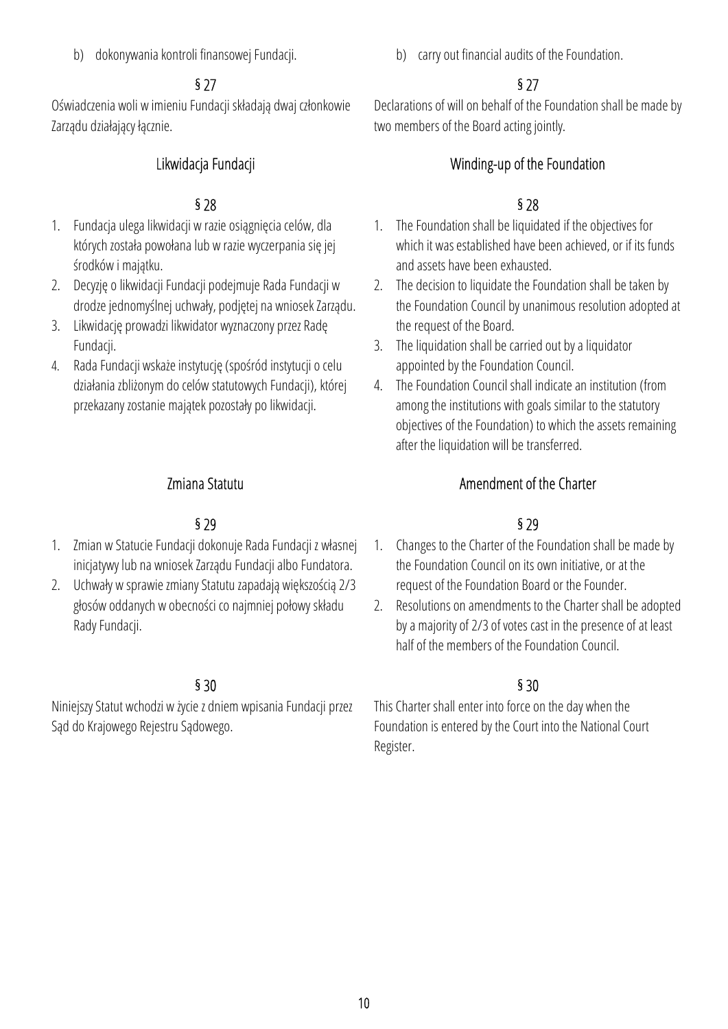b) dokonywania kontroli finansowej Fundacji.

b) carry out financial audits of the Foundation.

§ 27

Oświadczenia woli w imieniu Fundacji składają dwaj członkowie Zarządu działający łącznie.

§ 27

Declarations of will on behalf of the Foundation shall be made by two members of the Board acting jointly.

## Likwidacja Fundacji

§ 28

1. Fundacja ulega likwidacji w razie osiągnięcia celów, dla których została powołana lub w razie wyczerpania się jej środków i majątku.
2. Decyzję o likwidacji Fundacji podejmuje Rada Fundacji w drodze jednomyślnej uchwały, podjętej na wniosek Zarządu.
3. Likwidację prowadzi likwidator wyznaczony przez Radę Fundacji.
4. Rada Fundacji wskaże instytucję (spośród instytucji o celu działania zbliżonym do celów statutowych Fundacji), której przekazany zostanie majątek pozostały po likwidacji.

## Winding-up of the Foundation

§ 28

1. The Foundation shall be liquidated if the objectives for which it was established have been achieved, or if its funds and assets have been exhausted.
2. The decision to liquidate the Foundation shall be taken by the Foundation Council by unanimous resolution adopted at the request of the Board.
3. The liquidation shall be carried out by a liquidator appointed by the Foundation Council.
4. The Foundation Council shall indicate an institution (from among the institutions with goals similar to the statutory objectives of the Foundation) to which the assets remaining after the liquidation will be transferred.

## Zmiana Statutu

§ 29

1. Zmian w Statucie Fundacji dokonuje Rada Fundacji z własnej inicjatywy lub na wniosek Zarządu Fundacji albo Fundatora.
2. Uchwały w sprawie zmiany Statutu zapadają większością 2/3 głosów oddanych w obecności co najmniej połowy składu Rady Fundacji.

## Amendment of the Charter

§ 29

1. Changes to the Charter of the Foundation shall be made by the Foundation Council on its own initiative, or at the request of the Foundation Board or the Founder.
2. Resolutions on amendments to the Charter shall be adopted by a majority of 2/3 of votes cast in the presence of at least half of the members of the Foundation Council.

§ 30

Niniejszy Statut wchodzi w życie z dniem wpisania Fundacji przez Sąd do Krajowego Rejestru Sądowego.

§ 30

This Charter shall enter into force on the day when the Foundation is entered by the Court into the National Court Register.